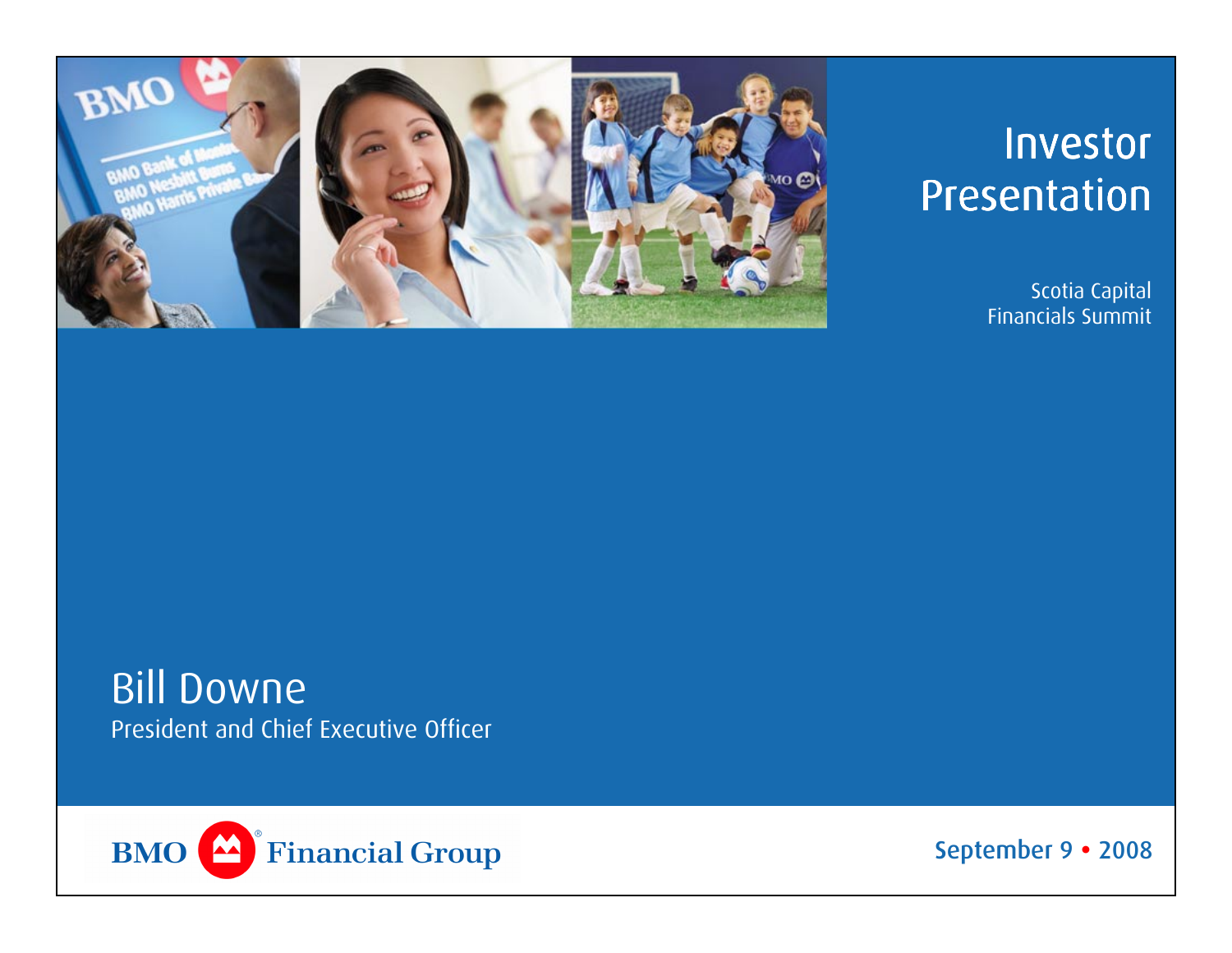# Investor Presentation

Scotia Capital Financials Summit

**Bill Downe**

President and Chief Executive Officer

BMO Financial Group

September 9 • 2008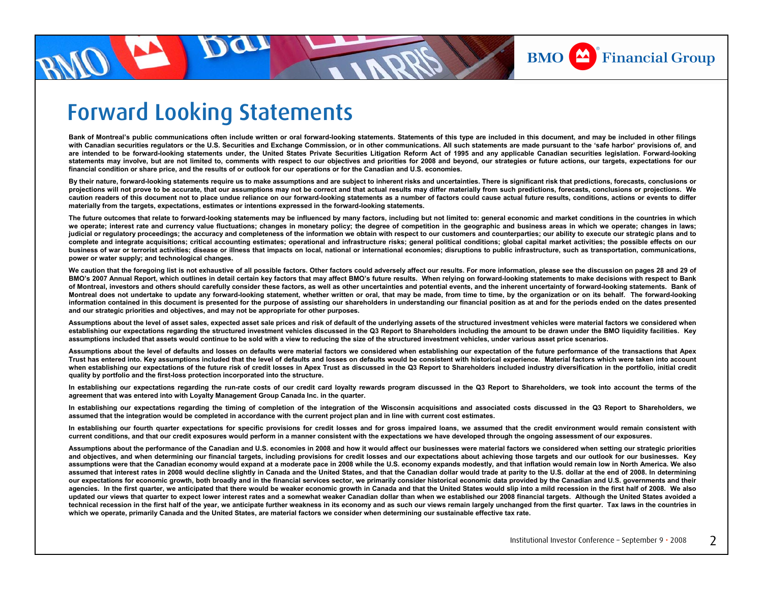# Forward Looking Statements

Bank of Montreal's public communications often include written or oral forward-looking statements. Statements of this type are included in this document, and may be included in other filings with Canadian securities regulators or the U.S. Securities and Exchange Commission, or in other communications. All such statements are made pursuant to the 'safe harbor' provisions of, and are intended to be forward-looking statements under, the United States Private Securities Litigation Reform Act of 1995 and any applicable Canadian securities legislation. Forward-looking statements may involve, but are not limited to, comments with respect to our objectives and priorities for 2008 and beyond, our strategies or future actions, our targets, expectations for our financial condition or share price, and the results of or outlook for our operations or for the Canadian and U.S. economies.

By their nature, forward-looking statements require us to make assumptions and are subject to inherent risks and uncertainties. There is significant risk that predictions, forecasts, conclusions or projections will not prove to be accurate, that our assumptions may not be correct and that actual results may differ materially from such predictions, forecasts, conclusions or projections. We caution readers of this document not to place undue reliance on our forward-looking statements as a number of factors could cause actual future results, conditions, actions or events to differ materially from the targets, expectations, estimates or intentions expressed in the forward-looking statements.

The future outcomes that relate to forward-looking statements may be influenced by many factors, including but not limited to: general economic and market conditions in the countries in which we operate; interest rate and currency value fluctuations; changes in monetary policy; the degree of competition in the geographic and business areas in which we operate; changes in laws; judicial or regulatory proceedings; the accuracy and completeness of the information we obtain with respect to our customers and counterparties; our ability to execute our strategic plans and to complete and integrate acquisitions; critical accounting estimates; operational and infrastructure risks; general political conditions; global capital market activities; the possible effects on our business of war or terrorist activities; disease or illness that impacts on local, national or international economies; disruptions to public infrastructure, such as transportation, communications, power or water supply; and technological changes.

We caution that the foregoing list is not exhaustive of all possible factors. Other factors could adversely affect our results. For more information, please see the discussion on pages 28 and 29 of BMO's 2007 Annual Report, which outlines in detail certain key factors that may affect BMO's future results. When relying on forward-looking statements to make decisions with respect to Bank of Montreal, investors and others should carefully consider these factors, as well as other uncertainties and potential events, and the inherent uncertainty of forward-looking statements. Bank of Montreal does not undertake to update any forward-looking statement, whether written or oral, that may be made, from time to time, by the organization or on its behalf. The forward-looking information contained in this document is presented for the purpose of assisting our shareholders in understanding our financial position as at and for the periods ended on the dates presented and our strategic priorities and objectives, and may not be appropriate for other purposes.

Assumptions about the level of asset sales, expected asset sale prices and risk of default of the underlying assets of the structured investment vehicles were material factors we considered when establishing our expectations regarding the structured investment vehicles discussed in the Q3 Report to Shareholders including the amount to be drawn under the BMO liquidity facilities. Key assumptions included that assets would continue to be sold with a view to reducing the size of the structured investment vehicles, under various asset price scenarios.

Assumptions about the level of defaults and losses on defaults were material factors we considered when establishing our expectation of the future performance of the transactions that Apex Trust has entered into. Key assumptions included that the level of defaults and losses on defaults would be consistent with historical experience. Material factors which were taken into account when establishing our expectations of the future risk of credit losses in Apex Trust as discussed in the Q3 Report to Shareholders included industry diversification in the portfolio, initial credit quality by portfolio and the first-loss protection incorporated into the structure.

In establishing our expectations regarding the run-rate costs of our credit card loyalty rewards program discussed in the Q3 Report to Shareholders, we took into account the terms of the agreement that was entered into with Loyalty Management Group Canada Inc. in the quarter.

In establishing our expectations regarding the timing of completion of the integration of the Wisconsin acquisitions and associated costs discussed in the Q3 Report to Shareholders, we assumed that the integration would be completed in accordance with the current project plan and in line with current cost estimates.

In establishing our fourth quarter expectations for specific provisions for credit losses and for gross impaired loans, we assumed that the credit environment would remain consistent with current conditions, and that our credit exposures would perform in a manner consistent with the expectations we have developed through the ongoing assessment of our exposures.

Assumptions about the performance of the Canadian and U.S. economies in 2008 and how it would affect our businesses were material factors we considered when setting our strategic priorities and objectives, and when determining our financial targets, including provisions for credit losses and our expectations about achieving those targets and our outlook for our businesses. Key assumptions were that the Canadian economy would expand at a moderate pace in 2008 while the U.S. economy expands modestly, and that inflation would remain low in North America. We also assumed that interest rates in 2008 would decline slightly in Canada and the United States, and that the Canadian dollar would trade at parity to the U.S. dollar at the end of 2008. In determining our expectations for economic growth, both broadly and in the financial services sector, we primarily consider historical economic data provided by the Canadian and U.S. governments and their agencies. In the first quarter, we anticipated that there would be weaker economic growth in Canada and that the United States would slip into a mild recession in the first half of 2008. We also updated our views that quarter to expect lower interest rates and a somewhat weaker Canadian dollar than when we established our 2008 financial targets. Although the United States avoided a technical recession in the first half of the year, we anticipate further weakness in its economy and as such our views remain largely unchanged from the first quarter. Tax laws in the countries in which we operate, primarily Canada and the United States, are material factors we consider when determining our sustainable effective tax rate.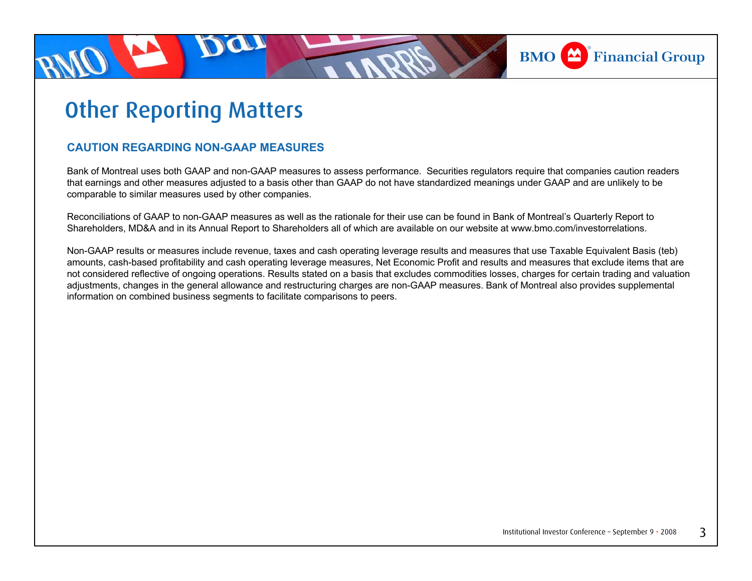# Other Reporting Matters

## CAUTION REGARDING NON-GAAP MEASURES

Bank of Montreal uses both GAAP and non-GAAP measures to assess performance. Securities regulators require that companies caution readers that earnings and other measures adjusted to a basis other than GAAP do not have standardized meanings under GAAP and are unlikely to be comparable to similar measures used by other companies.

Reconciliations of GAAP to non-GAAP measures as well as the rationale for their use can be found in Bank of Montreal's Quarterly Report to Shareholders, MD&A and in its Annual Report to Shareholders all of which are available on our website at www.bmo.com/investorrelations.

Non-GAAP results or measures include revenue, taxes and cash operating leverage results and measures that use Taxable Equivalent Basis (teb) amounts, cash-based profitability and cash operating leverage measures, Net Economic Profit and results and measures that exclude items that are not considered reflective of ongoing operations. Results stated on a basis that excludes commodities losses, charges for certain trading and valuation adjustments, changes in the general allowance and restructuring charges are non-GAAP measures. Bank of Montreal also provides supplemental information on combined business segments to facilitate comparisons to peers.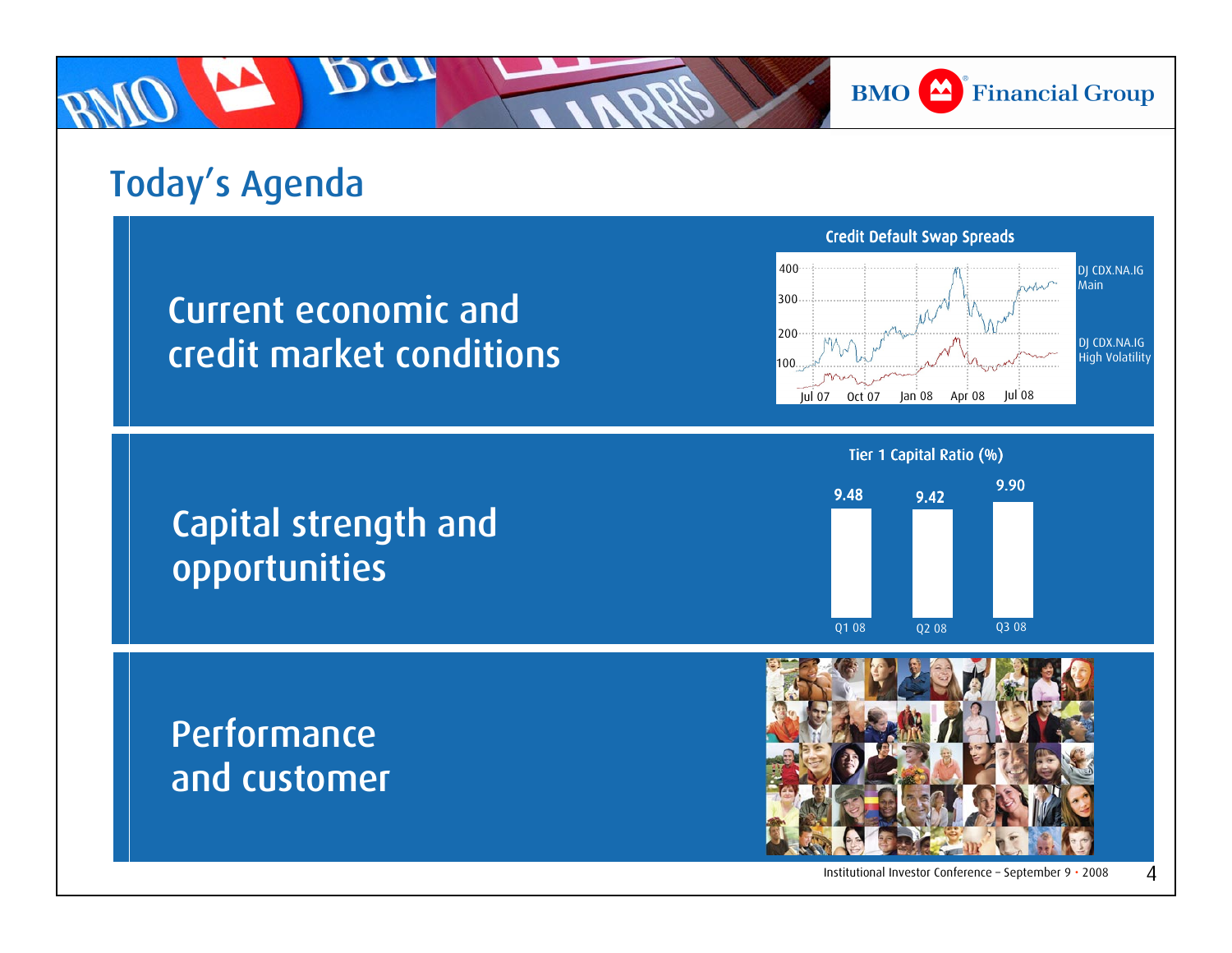# Today's Agenda

## Current economic and credit market conditions

**Credit Default Swap Spreads**

DJ CDX.NA.IG Main

DJ CDX.NA.IG High Volatility

## Capital strength and opportunities

**Tier 1 Capital Ratio (%)**

| Q1 08 | Q2 08 | Q3 08 |
|---|---|---|
| 9.48 | 9.42 | 9.90 |

## Performance and customer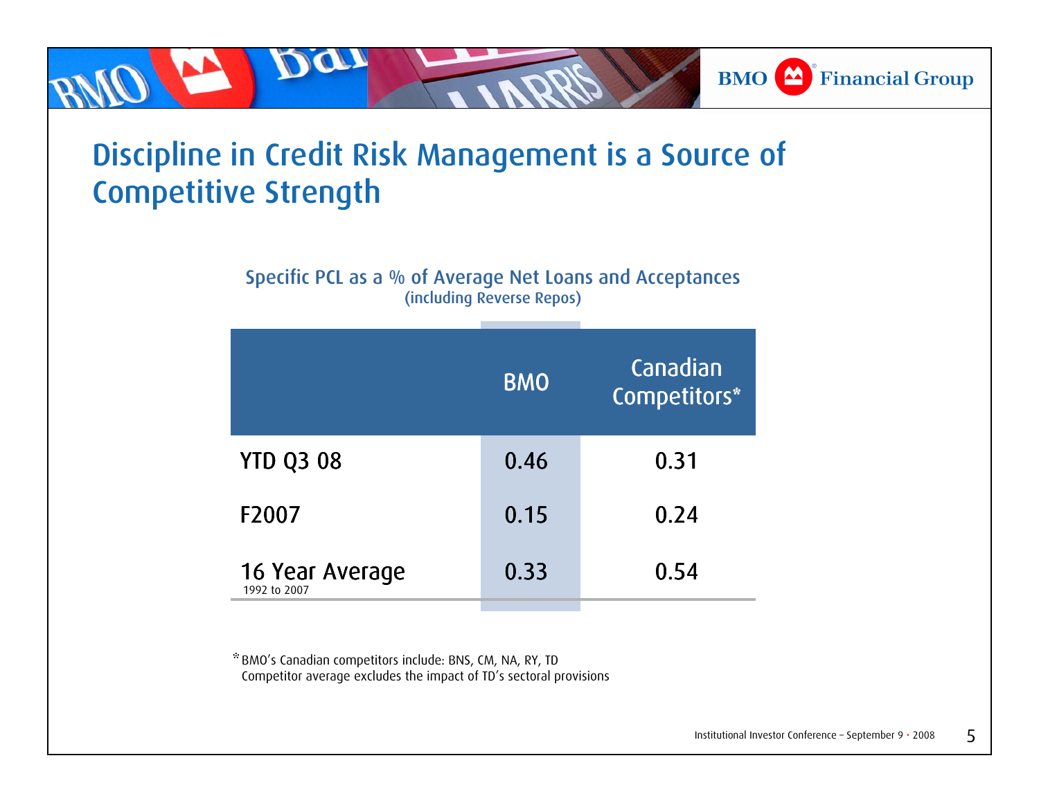# Discipline in Credit Risk Management is a Source of Competitive Strength

**Specific PCL as a % of Average Net Loans and Acceptances**
(including Reverse Repos)

| | BMO | Canadian Competitors* |
|---|---|---|
| YTD Q3 08 | 0.46 | 0.31 |
| F2007 | 0.15 | 0.24 |
| 16 Year Average (1992 to 2007) | 0.33 | 0.54 |

* BMO's Canadian competitors include: BNS, CM, NA, RY, TD
Competitor average excludes the impact of TD's sectoral provisions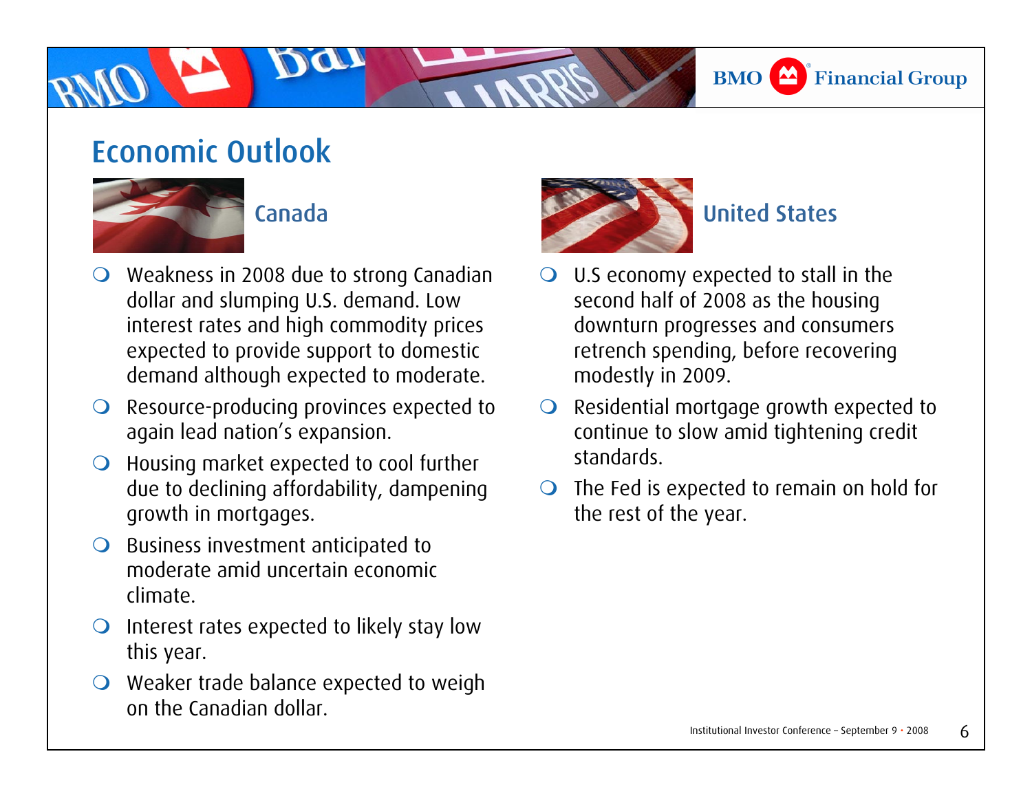# Economic Outlook

## Canada

- Weakness in 2008 due to strong Canadian dollar and slumping U.S. demand. Low interest rates and high commodity prices expected to provide support to domestic demand although expected to moderate.
- Resource-producing provinces expected to again lead nation's expansion.
- Housing market expected to cool further due to declining affordability, dampening growth in mortgages.
- Business investment anticipated to moderate amid uncertain economic climate.
- Interest rates expected to likely stay low this year.
- Weaker trade balance expected to weigh on the Canadian dollar.

## United States

- U.S economy expected to stall in the second half of 2008 as the housing downturn progresses and consumers retrench spending, before recovering modestly in 2009.
- Residential mortgage growth expected to continue to slow amid tightening credit standards.
- The Fed is expected to remain on hold for the rest of the year.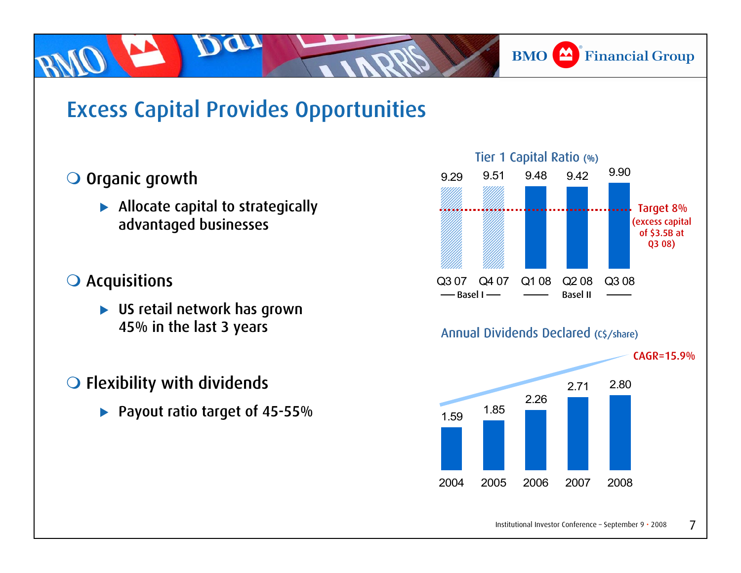# Excess Capital Provides Opportunities

- Organic growth
  - Allocate capital to strategically advantaged businesses
- Acquisitions
  - US retail network has grown 45% in the last 3 years
- Flexibility with dividends
  - Payout ratio target of 45-55%

**Tier 1 Capital Ratio (%)**

| Q3 07 | Q4 07 | Q1 08 | Q2 08 | Q3 08 |
|---|---|---|---|---|
| 9.29 | 9.51 | 9.48 | 9.42 | 9.90 |
| Basel I | | Basel II | | |

Target 8% (excess capital of $3.5B at Q3 08)

**Annual Dividends Declared (C$/share)**

| 2004 | 2005 | 2006 | 2007 | 2008 |
|---|---|---|---|---|
| 1.59 | 1.85 | 2.26 | 2.71 | 2.80 |

CAGR=15.9%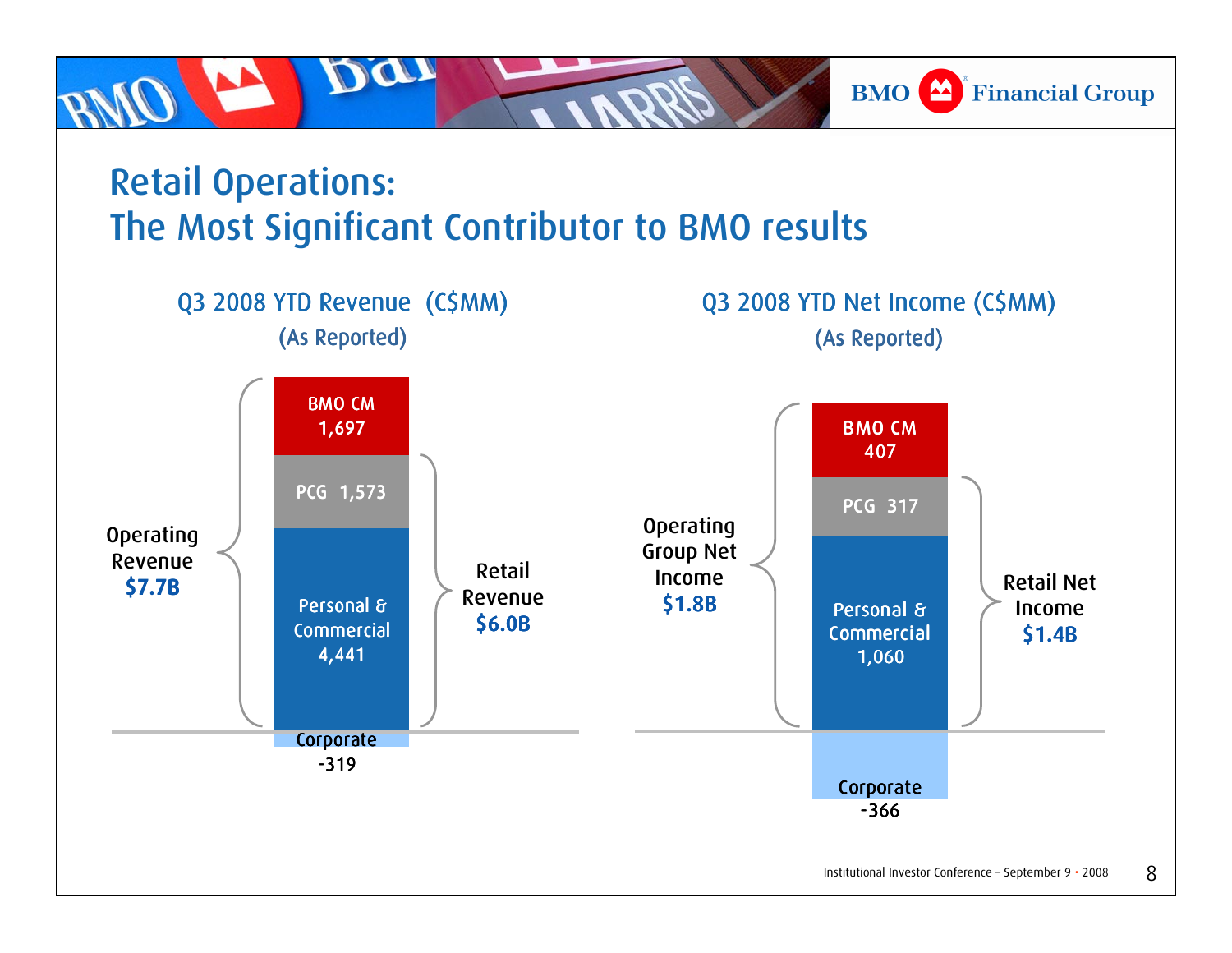# Retail Operations: The Most Significant Contributor to BMO results

## Q3 2008 YTD Revenue (C$MM) (As Reported)

| Segment | Revenue |
|---|---|
| BMO CM | 1,697 |
| PCG | 1,573 |
| Personal & Commercial | 4,441 |
| Corporate | -319 |

- Operating Revenue **$7.7B**
- Retail Revenue **$6.0B**

## Q3 2008 YTD Net Income (C$MM) (As Reported)

| Segment | Net Income |
|---|---|
| BMO CM | 407 |
| PCG | 317 |
| Personal & Commercial | 1,060 |
| Corporate | -366 |

- Operating Group Net Income **$1.8B**
- Retail Net Income **$1.4B**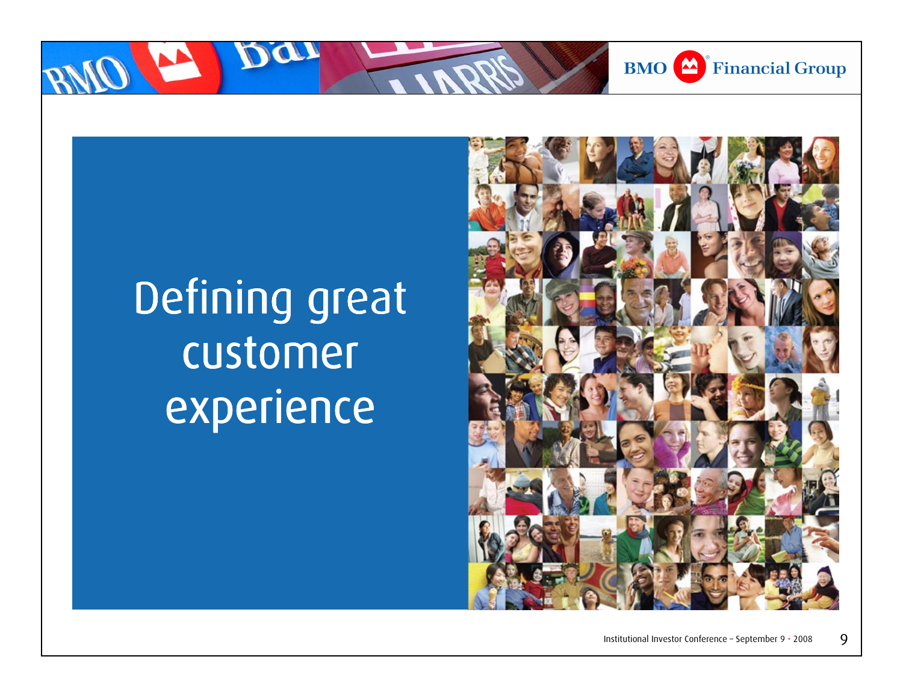# Defining great customer experience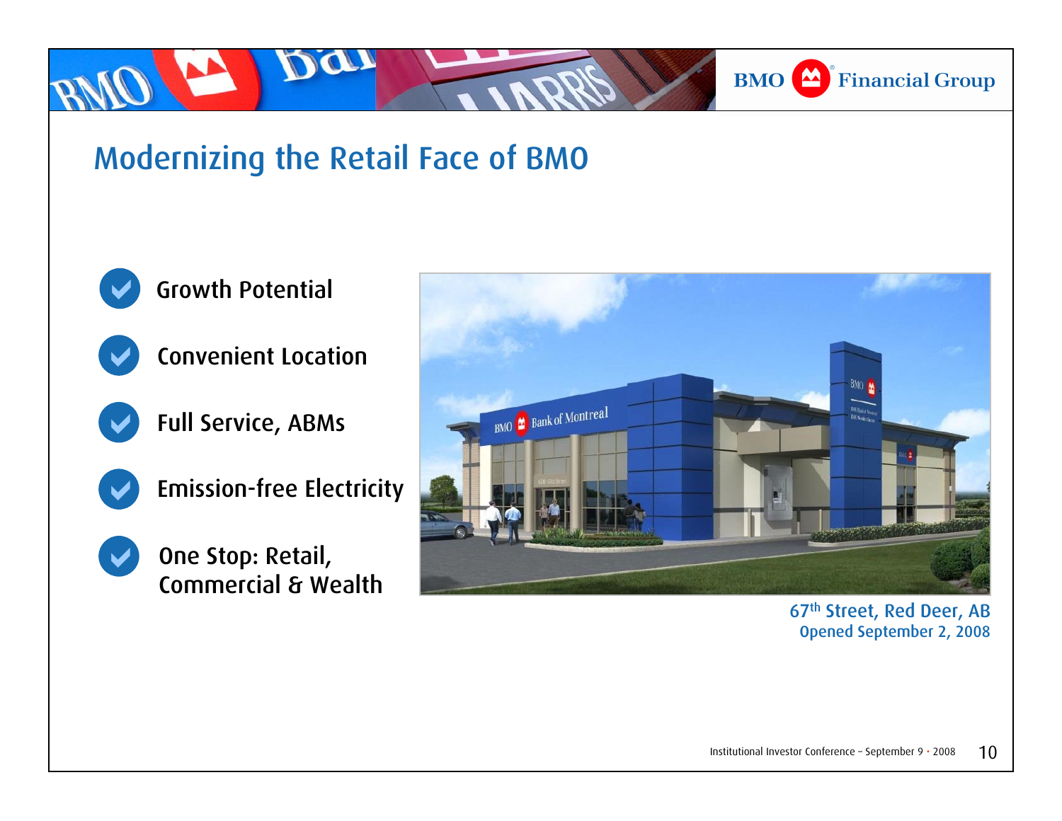# Modernizing the Retail Face of BMO

- Growth Potential
- Convenient Location
- Full Service, ABMs
- Emission-free Electricity
- One Stop: Retail, Commercial & Wealth

67th Street, Red Deer, AB
Opened September 2, 2008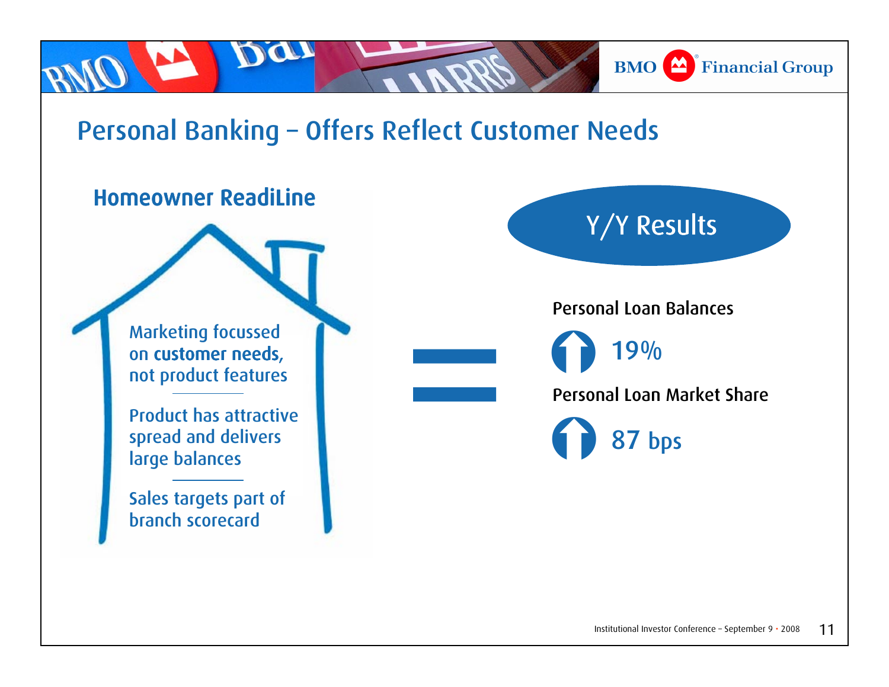# Personal Banking – Offers Reflect Customer Needs

## Homeowner ReadiLine

- Marketing focussed on **customer needs,** not product features
- Product has attractive spread and delivers large balances
- Sales targets part of branch scorecard

=

### Y/Y Results

**Personal Loan Balances**

↑ 19%

**Personal Loan Market Share**

↑ 87 bps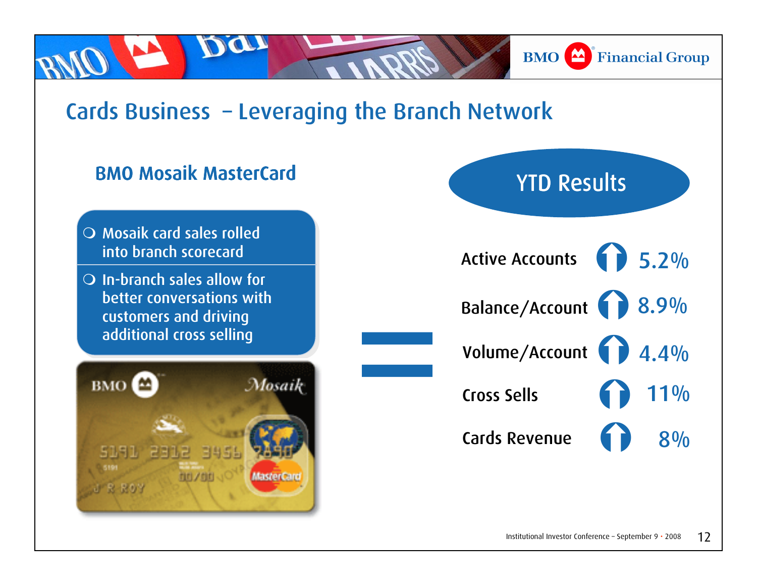# Cards Business – Leveraging the Branch Network

## BMO Mosaik MasterCard

- Mosaik card sales rolled into branch scorecard
- In-branch sales allow for better conversations with customers and driving additional cross selling

## YTD Results

| Metric | Change |
| --- | --- |
| Active Accounts | ↑ 5.2% |
| Balance/Account | ↑ 8.9% |
| Volume/Account | ↑ 4.4% |
| Cross Sells | ↑ 11% |
| Cards Revenue | ↑ 8% |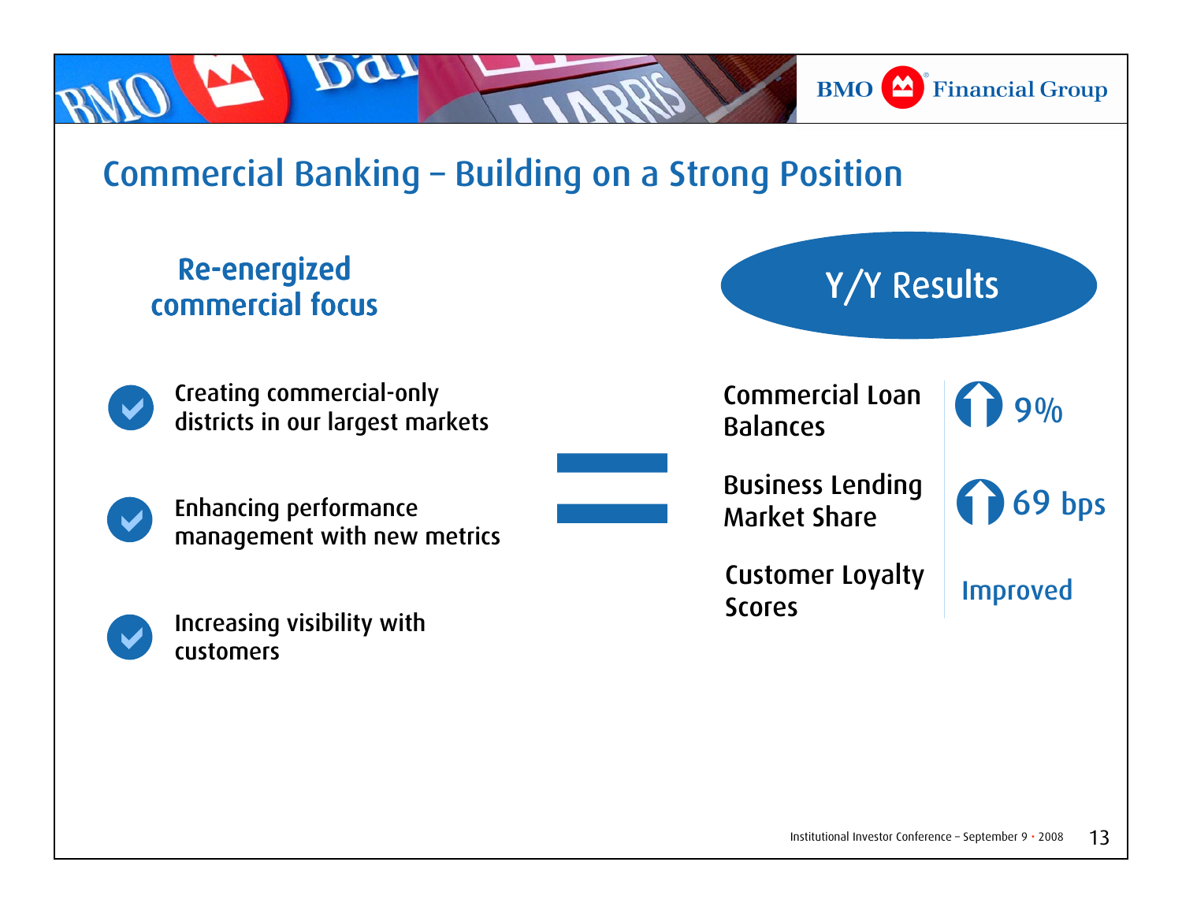# Commercial Banking – Building on a Strong Position

## Re-energized commercial focus

- Creating commercial-only districts in our largest markets
- Enhancing performance management with new metrics
- Increasing visibility with customers

## Y/Y Results

| Metric | Result |
| --- | --- |
| Commercial Loan Balances | ↑ 9% |
| Business Lending Market Share | ↑ 69 bps |
| Customer Loyalty Scores | Improved |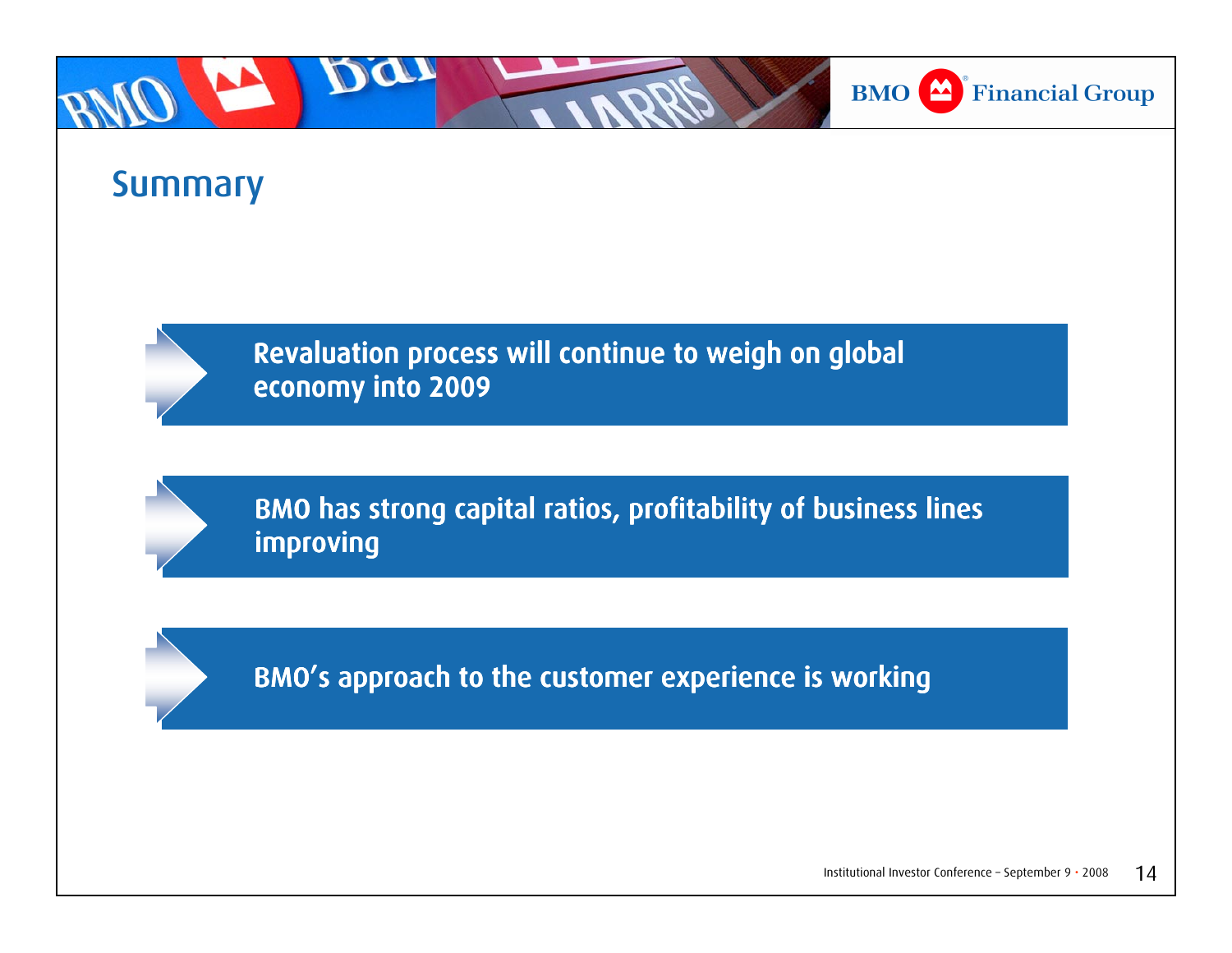## Summary

- Revaluation process will continue to weigh on global economy into 2009
- BMO has strong capital ratios, profitability of business lines improving
- BMO's approach to the customer experience is working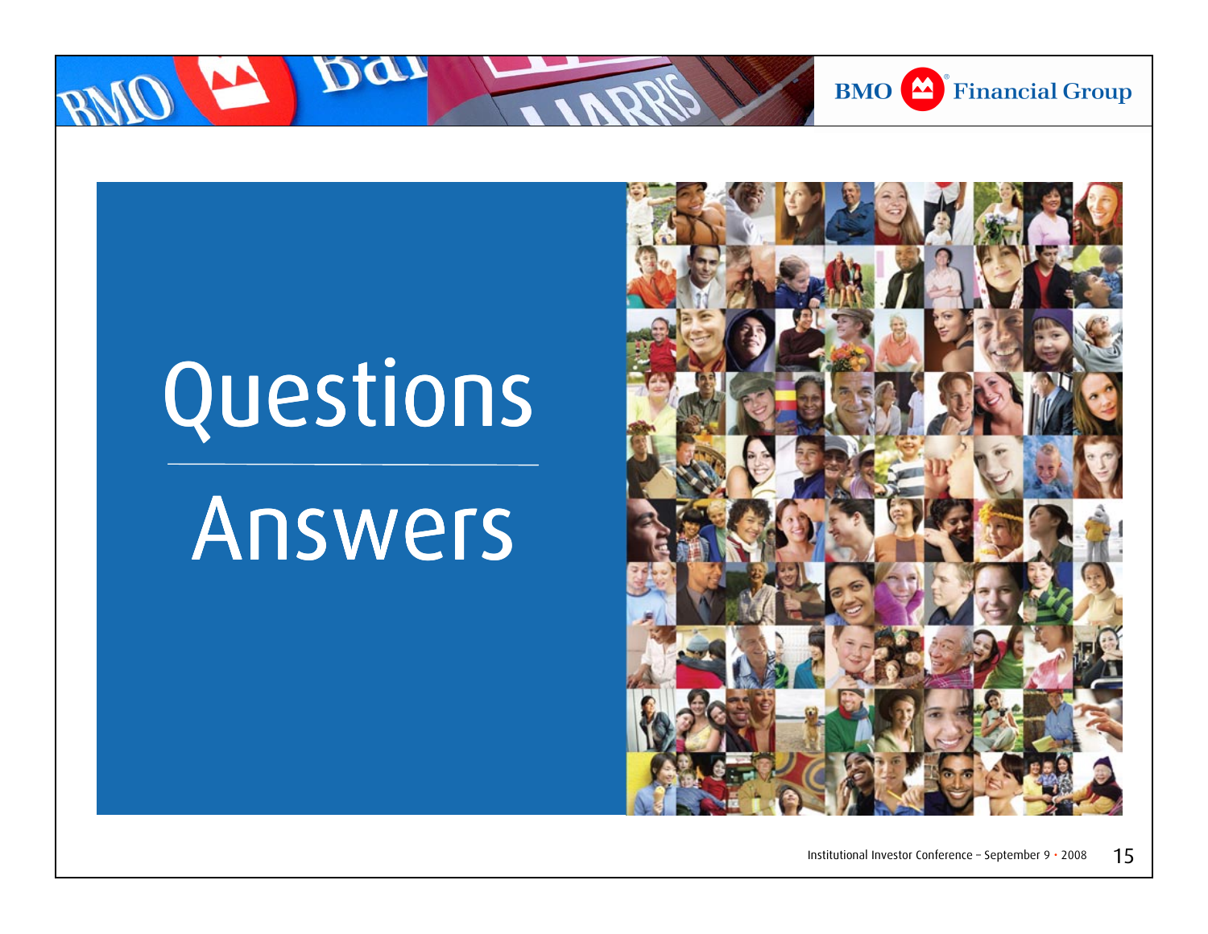# Questions

# Answers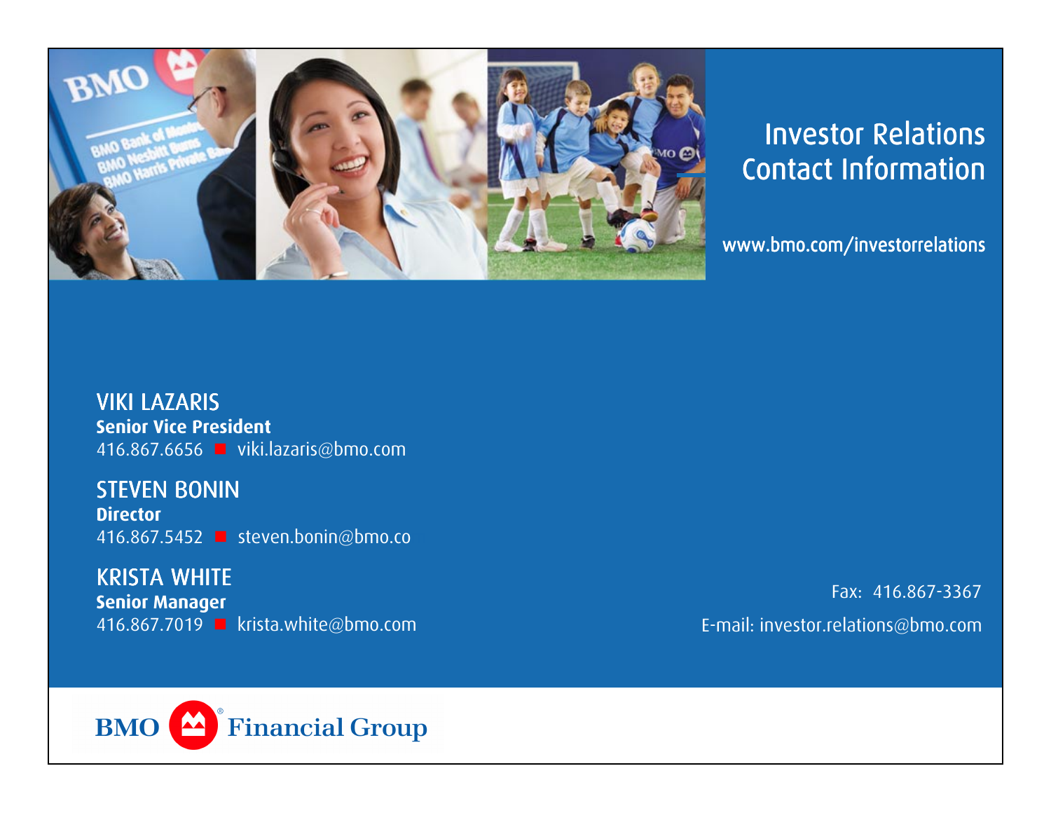# Investor Relations Contact Information

www.bmo.com/investorrelations

**VIKI LAZARIS**
**Senior Vice President**
416.867.6656 ■ viki.lazaris@bmo.com

**STEVEN BONIN**
**Director**
416.867.5452 ■ steven.bonin@bmo.co

**KRISTA WHITE**
**Senior Manager**
416.867.7019 ■ krista.white@bmo.com

Fax: 416.867-3367

E-mail: investor.relations@bmo.com

BMO Financial Group